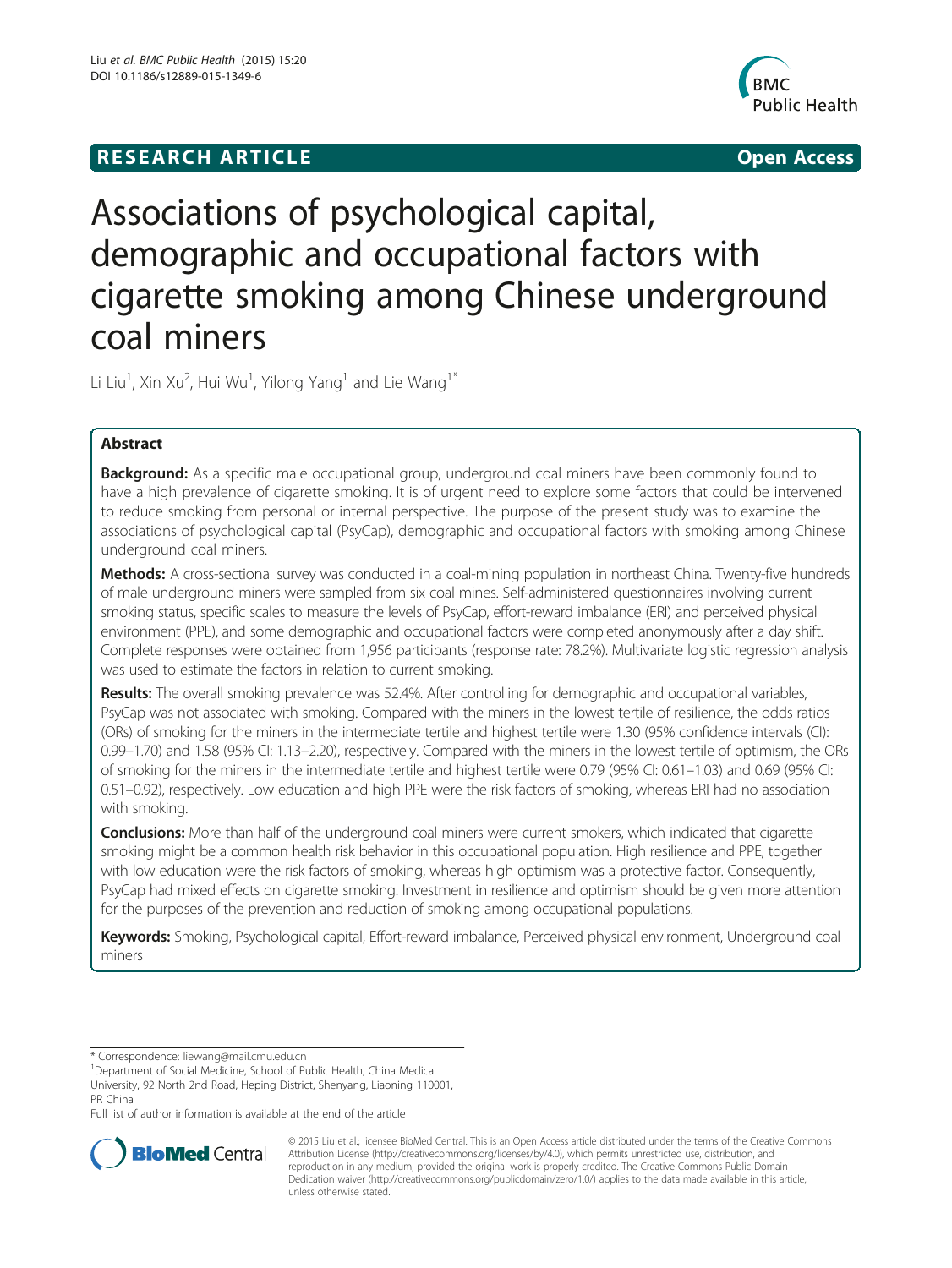RESEARCH ARTICLE

Open Access

# Associations of psychological capital, demographic and occupational factors with cigarette smoking among Chinese underground coal miners

Li Liu[1], Xin Xu[2], Hui Wu[1], Yilong Yang[1] and Lie Wang[1*]

## Abstract

**Background:** As a specific male occupational group, underground coal miners have been commonly found to have a high prevalence of cigarette smoking. It is of urgent need to explore some factors that could be intervened to reduce smoking from personal or internal perspective. The purpose of the present study was to examine the associations of psychological capital (PsyCap), demographic and occupational factors with smoking among Chinese underground coal miners.

**Methods:** A cross-sectional survey was conducted in a coal-mining population in northeast China. Twenty-five hundreds of male underground miners were sampled from six coal mines. Self-administered questionnaires involving current smoking status, specific scales to measure the levels of PsyCap, effort-reward imbalance (ERI) and perceived physical environment (PPE), and some demographic and occupational factors were completed anonymously after a day shift. Complete responses were obtained from 1,956 participants (response rate: 78.2%). Multivariate logistic regression analysis was used to estimate the factors in relation to current smoking.

**Results:** The overall smoking prevalence was 52.4%. After controlling for demographic and occupational variables, PsyCap was not associated with smoking. Compared with the miners in the lowest tertile of resilience, the odds ratios (ORs) of smoking for the miners in the intermediate tertile and highest tertile were 1.30 (95% confidence intervals (CI): 0.99–1.70) and 1.58 (95% CI: 1.13–2.20), respectively. Compared with the miners in the lowest tertile of optimism, the ORs of smoking for the miners in the intermediate tertile and highest tertile were 0.79 (95% CI: 0.61–1.03) and 0.69 (95% CI: 0.51–0.92), respectively. Low education and high PPE were the risk factors of smoking, whereas ERI had no association with smoking.

**Conclusions:** More than half of the underground coal miners were current smokers, which indicated that cigarette smoking might be a common health risk behavior in this occupational population. High resilience and PPE, together with low education were the risk factors of smoking, whereas high optimism was a protective factor. Consequently, PsyCap had mixed effects on cigarette smoking. Investment in resilience and optimism should be given more attention for the purposes of the prevention and reduction of smoking among occupational populations.

**Keywords:** Smoking, Psychological capital, Effort-reward imbalance, Perceived physical environment, Underground coal miners

---

* Correspondence: liewang@mail.cmu.edu.cn

[1]Department of Social Medicine, School of Public Health, China Medical University, 92 North 2nd Road, Heping District, Shenyang, Liaoning 110001, PR China

Full list of author information is available at the end of the article

© 2015 Liu et al.; licensee BioMed Central. This is an Open Access article distributed under the terms of the Creative Commons Attribution License (http://creativecommons.org/licenses/by/4.0), which permits unrestricted use, distribution, and reproduction in any medium, provided the original work is properly credited. The Creative Commons Public Domain Dedication waiver (http://creativecommons.org/publicdomain/zero/1.0/) applies to the data made available in this article, unless otherwise stated.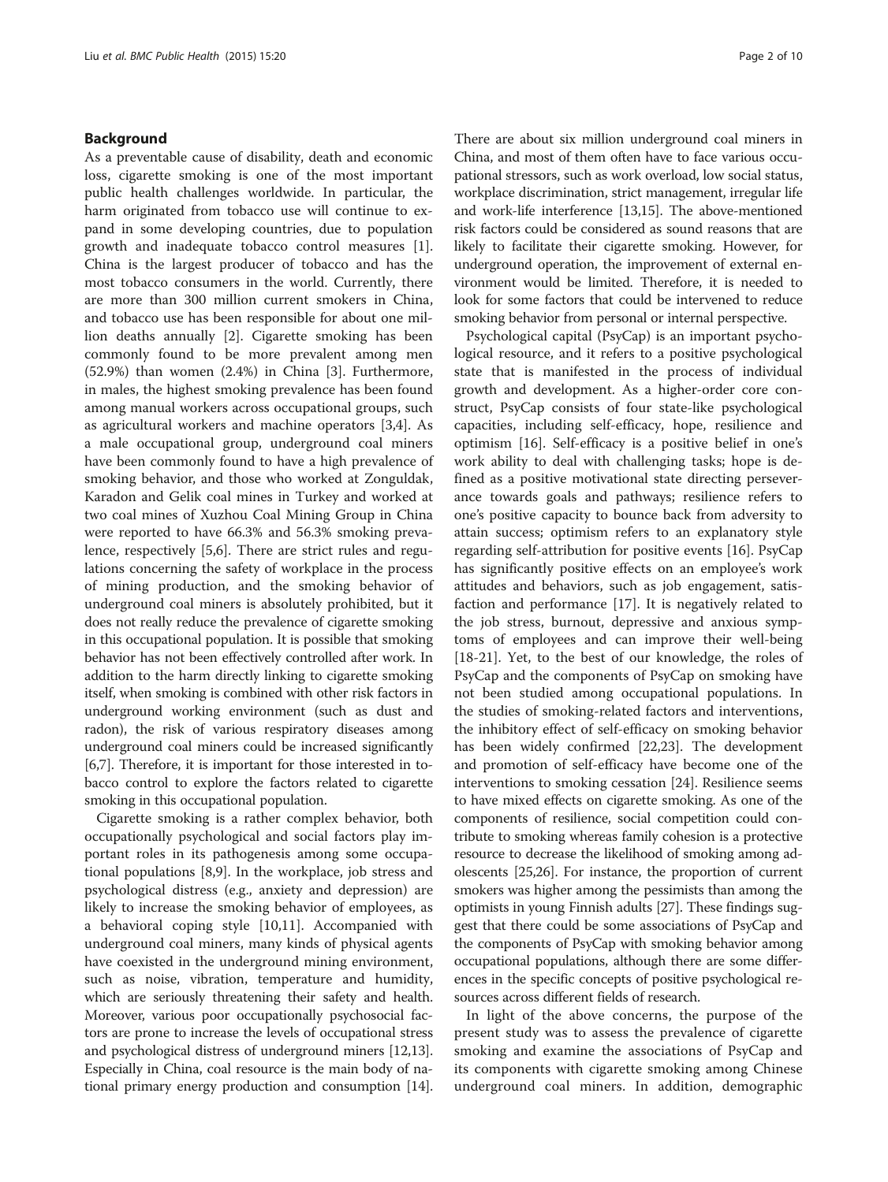## Background

As a preventable cause of disability, death and economic loss, cigarette smoking is one of the most important public health challenges worldwide. In particular, the harm originated from tobacco use will continue to expand in some developing countries, due to population growth and inadequate tobacco control measures [1]. China is the largest producer of tobacco and has the most tobacco consumers in the world. Currently, there are more than 300 million current smokers in China, and tobacco use has been responsible for about one million deaths annually [2]. Cigarette smoking has been commonly found to be more prevalent among men (52.9%) than women (2.4%) in China [3]. Furthermore, in males, the highest smoking prevalence has been found among manual workers across occupational groups, such as agricultural workers and machine operators [3,4]. As a male occupational group, underground coal miners have been commonly found to have a high prevalence of smoking behavior, and those who worked at Zonguldak, Karadon and Gelik coal mines in Turkey and worked at two coal mines of Xuzhou Coal Mining Group in China were reported to have 66.3% and 56.3% smoking prevalence, respectively [5,6]. There are strict rules and regulations concerning the safety of workplace in the process of mining production, and the smoking behavior of underground coal miners is absolutely prohibited, but it does not really reduce the prevalence of cigarette smoking in this occupational population. It is possible that smoking behavior has not been effectively controlled after work. In addition to the harm directly linking to cigarette smoking itself, when smoking is combined with other risk factors in underground working environment (such as dust and radon), the risk of various respiratory diseases among underground coal miners could be increased significantly [6,7]. Therefore, it is important for those interested in tobacco control to explore the factors related to cigarette smoking in this occupational population.

Cigarette smoking is a rather complex behavior, both occupationally psychological and social factors play important roles in its pathogenesis among some occupational populations [8,9]. In the workplace, job stress and psychological distress (e.g., anxiety and depression) are likely to increase the smoking behavior of employees, as a behavioral coping style [10,11]. Accompanied with underground coal miners, many kinds of physical agents have coexisted in the underground mining environment, such as noise, vibration, temperature and humidity, which are seriously threatening their safety and health. Moreover, various poor occupationally psychosocial factors are prone to increase the levels of occupational stress and psychological distress of underground miners [12,13]. Especially in China, coal resource is the main body of national primary energy production and consumption [14]. There are about six million underground coal miners in China, and most of them often have to face various occupational stressors, such as work overload, low social status, workplace discrimination, strict management, irregular life and work-life interference [13,15]. The above-mentioned risk factors could be considered as sound reasons that are likely to facilitate their cigarette smoking. However, for underground operation, the improvement of external environment would be limited. Therefore, it is needed to look for some factors that could be intervened to reduce smoking behavior from personal or internal perspective.

Psychological capital (PsyCap) is an important psychological resource, and it refers to a positive psychological state that is manifested in the process of individual growth and development. As a higher-order core construct, PsyCap consists of four state-like psychological capacities, including self-efficacy, hope, resilience and optimism [16]. Self-efficacy is a positive belief in one's work ability to deal with challenging tasks; hope is defined as a positive motivational state directing perseverance towards goals and pathways; resilience refers to one's positive capacity to bounce back from adversity to attain success; optimism refers to an explanatory style regarding self-attribution for positive events [16]. PsyCap has significantly positive effects on an employee's work attitudes and behaviors, such as job engagement, satisfaction and performance [17]. It is negatively related to the job stress, burnout, depressive and anxious symptoms of employees and can improve their well-being [18-21]. Yet, to the best of our knowledge, the roles of PsyCap and the components of PsyCap on smoking have not been studied among occupational populations. In the studies of smoking-related factors and interventions, the inhibitory effect of self-efficacy on smoking behavior has been widely confirmed [22,23]. The development and promotion of self-efficacy have become one of the interventions to smoking cessation [24]. Resilience seems to have mixed effects on cigarette smoking. As one of the components of resilience, social competition could contribute to smoking whereas family cohesion is a protective resource to decrease the likelihood of smoking among adolescents [25,26]. For instance, the proportion of current smokers was higher among the pessimists than among the optimists in young Finnish adults [27]. These findings suggest that there could be some associations of PsyCap and the components of PsyCap with smoking behavior among occupational populations, although there are some differences in the specific concepts of positive psychological resources across different fields of research.

In light of the above concerns, the purpose of the present study was to assess the prevalence of cigarette smoking and examine the associations of PsyCap and its components with cigarette smoking among Chinese underground coal miners. In addition, demographic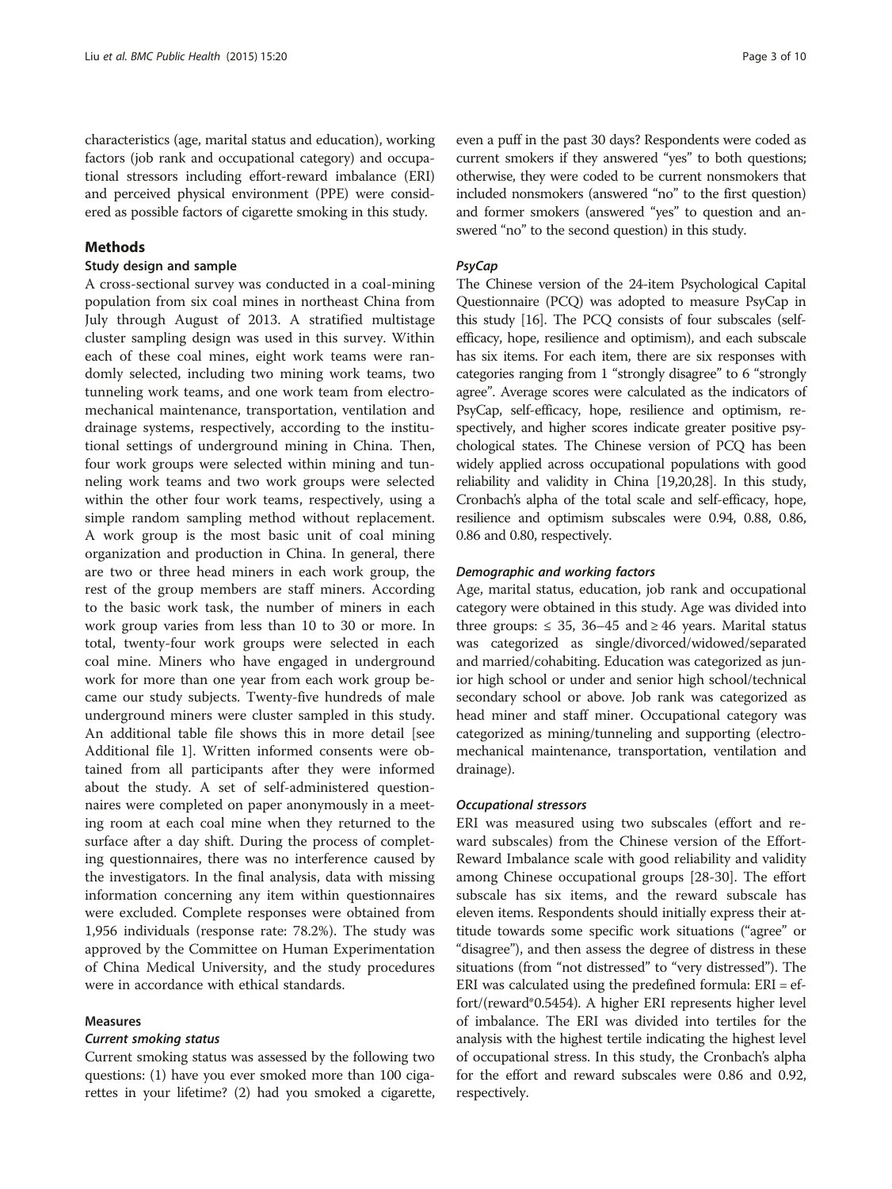characteristics (age, marital status and education), working factors (job rank and occupational category) and occupational stressors including effort-reward imbalance (ERI) and perceived physical environment (PPE) were considered as possible factors of cigarette smoking in this study.

## Methods

### Study design and sample

A cross-sectional survey was conducted in a coal-mining population from six coal mines in northeast China from July through August of 2013. A stratified multistage cluster sampling design was used in this survey. Within each of these coal mines, eight work teams were randomly selected, including two mining work teams, two tunneling work teams, and one work team from electromechanical maintenance, transportation, ventilation and drainage systems, respectively, according to the institutional settings of underground mining in China. Then, four work groups were selected within mining and tunneling work teams and two work groups were selected within the other four work teams, respectively, using a simple random sampling method without replacement. A work group is the most basic unit of coal mining organization and production in China. In general, there are two or three head miners in each work group, the rest of the group members are staff miners. According to the basic work task, the number of miners in each work group varies from less than 10 to 30 or more. In total, twenty-four work groups were selected in each coal mine. Miners who have engaged in underground work for more than one year from each work group became our study subjects. Twenty-five hundreds of male underground miners were cluster sampled in this study. An additional table file shows this in more detail [see Additional file 1]. Written informed consents were obtained from all participants after they were informed about the study. A set of self-administered questionnaires were completed on paper anonymously in a meeting room at each coal mine when they returned to the surface after a day shift. During the process of completing questionnaires, there was no interference caused by the investigators. In the final analysis, data with missing information concerning any item within questionnaires were excluded. Complete responses were obtained from 1,956 individuals (response rate: 78.2%). The study was approved by the Committee on Human Experimentation of China Medical University, and the study procedures were in accordance with ethical standards.

### Measures

#### *Current smoking status*

Current smoking status was assessed by the following two questions: (1) have you ever smoked more than 100 cigarettes in your lifetime? (2) had you smoked a cigarette, even a puff in the past 30 days? Respondents were coded as current smokers if they answered "yes" to both questions; otherwise, they were coded to be current nonsmokers that included nonsmokers (answered "no" to the first question) and former smokers (answered "yes" to question and answered "no" to the second question) in this study.

#### *PsyCap*

The Chinese version of the 24-item Psychological Capital Questionnaire (PCQ) was adopted to measure PsyCap in this study [16]. The PCQ consists of four subscales (self-efficacy, hope, resilience and optimism), and each subscale has six items. For each item, there are six responses with categories ranging from 1 "strongly disagree" to 6 "strongly agree". Average scores were calculated as the indicators of PsyCap, self-efficacy, hope, resilience and optimism, respectively, and higher scores indicate greater positive psychological states. The Chinese version of PCQ has been widely applied across occupational populations with good reliability and validity in China [19,20,28]. In this study, Cronbach's alpha of the total scale and self-efficacy, hope, resilience and optimism subscales were 0.94, 0.88, 0.86, 0.86 and 0.80, respectively.

#### *Demographic and working factors*

Age, marital status, education, job rank and occupational category were obtained in this study. Age was divided into three groups: ≤ 35, 36–45 and ≥ 46 years. Marital status was categorized as single/divorced/widowed/separated and married/cohabiting. Education was categorized as junior high school or under and senior high school/technical secondary school or above. Job rank was categorized as head miner and staff miner. Occupational category was categorized as mining/tunneling and supporting (electromechanical maintenance, transportation, ventilation and drainage).

#### *Occupational stressors*

ERI was measured using two subscales (effort and reward subscales) from the Chinese version of the Effort-Reward Imbalance scale with good reliability and validity among Chinese occupational groups [28-30]. The effort subscale has six items, and the reward subscale has eleven items. Respondents should initially express their attitude towards some specific work situations ("agree" or "disagree"), and then assess the degree of distress in these situations (from "not distressed" to "very distressed"). The ERI was calculated using the predefined formula: $ERI = effort/(reward*0.5454)$. A higher ERI represents higher level of imbalance. The ERI was divided into tertiles for the analysis with the highest tertile indicating the highest level of occupational stress. In this study, the Cronbach's alpha for the effort and reward subscales were 0.86 and 0.92, respectively.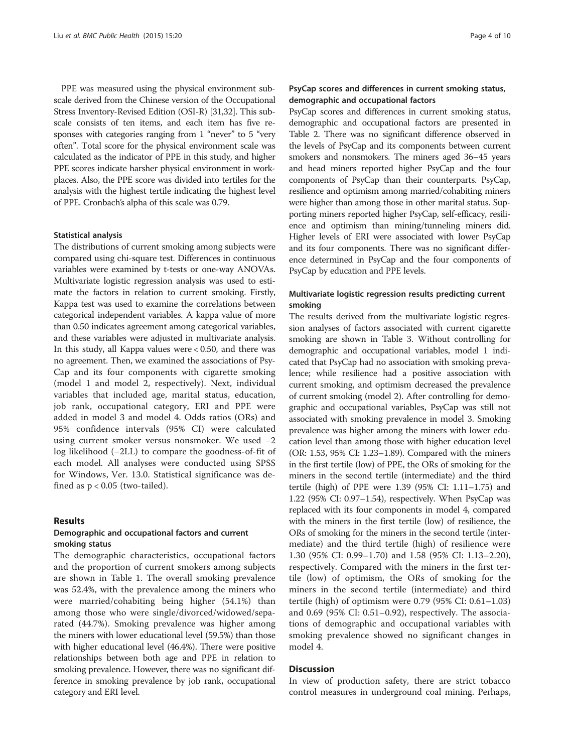PPE was measured using the physical environment subscale derived from the Chinese version of the Occupational Stress Inventory-Revised Edition (OSI-R) [31,32]. This subscale consists of ten items, and each item has five responses with categories ranging from 1 "never" to 5 "very often". Total score for the physical environment scale was calculated as the indicator of PPE in this study, and higher PPE scores indicate harsher physical environment in workplaces. Also, the PPE score was divided into tertiles for the analysis with the highest tertile indicating the highest level of PPE. Cronbach's alpha of this scale was 0.79.

#### Statistical analysis

The distributions of current smoking among subjects were compared using chi-square test. Differences in continuous variables were examined by t-tests or one-way ANOVAs. Multivariate logistic regression analysis was used to estimate the factors in relation to current smoking. Firstly, Kappa test was used to examine the correlations between categorical independent variables. A kappa value of more than 0.50 indicates agreement among categorical variables, and these variables were adjusted in multivariate analysis. In this study, all Kappa values were < 0.50, and there was no agreement. Then, we examined the associations of PsyCap and its four components with cigarette smoking (model 1 and model 2, respectively). Next, individual variables that included age, marital status, education, job rank, occupational category, ERI and PPE were added in model 3 and model 4. Odds ratios (ORs) and 95% confidence intervals (95% CI) were calculated using current smoker versus nonsmoker. We used −2 log likelihood (−2LL) to compare the goodness-of-fit of each model. All analyses were conducted using SPSS for Windows, Ver. 13.0. Statistical significance was defined as $p < 0.05$ (two-tailed).

## Results

### Demographic and occupational factors and current smoking status

The demographic characteristics, occupational factors and the proportion of current smokers among subjects are shown in Table 1. The overall smoking prevalence was 52.4%, with the prevalence among the miners who were married/cohabiting being higher (54.1%) than among those who were single/divorced/widowed/separated (44.7%). Smoking prevalence was higher among the miners with lower educational level (59.5%) than those with higher educational level (46.4%). There were positive relationships between both age and PPE in relation to smoking prevalence. However, there was no significant difference in smoking prevalence by job rank, occupational category and ERI level.

### PsyCap scores and differences in current smoking status, demographic and occupational factors

PsyCap scores and differences in current smoking status, demographic and occupational factors are presented in Table 2. There was no significant difference observed in the levels of PsyCap and its components between current smokers and nonsmokers. The miners aged 36–45 years and head miners reported higher PsyCap and the four components of PsyCap than their counterparts. PsyCap, resilience and optimism among married/cohabiting miners were higher than among those in other marital status. Supporting miners reported higher PsyCap, self-efficacy, resilience and optimism than mining/tunneling miners did. Higher levels of ERI were associated with lower PsyCap and its four components. There was no significant difference determined in PsyCap and the four components of PsyCap by education and PPE levels.

### Multivariate logistic regression results predicting current smoking

The results derived from the multivariate logistic regression analyses of factors associated with current cigarette smoking are shown in Table 3. Without controlling for demographic and occupational variables, model 1 indicated that PsyCap had no association with smoking prevalence; while resilience had a positive association with current smoking, and optimism decreased the prevalence of current smoking (model 2). After controlling for demographic and occupational variables, PsyCap was still not associated with smoking prevalence in model 3. Smoking prevalence was higher among the miners with lower education level than among those with higher education level (OR: 1.53, 95% CI: 1.23–1.89). Compared with the miners in the first tertile (low) of PPE, the ORs of smoking for the miners in the second tertile (intermediate) and the third tertile (high) of PPE were 1.39 (95% CI: 1.11–1.75) and 1.22 (95% CI: 0.97–1.54), respectively. When PsyCap was replaced with its four components in model 4, compared with the miners in the first tertile (low) of resilience, the ORs of smoking for the miners in the second tertile (intermediate) and the third tertile (high) of resilience were 1.30 (95% CI: 0.99–1.70) and 1.58 (95% CI: 1.13–2.20), respectively. Compared with the miners in the first tertile (low) of optimism, the ORs of smoking for the miners in the second tertile (intermediate) and third tertile (high) of optimism were 0.79 (95% CI: 0.61–1.03) and 0.69 (95% CI: 0.51–0.92), respectively. The associations of demographic and occupational variables with smoking prevalence showed no significant changes in model 4.

## Discussion

In view of production safety, there are strict tobacco control measures in underground coal mining. Perhaps,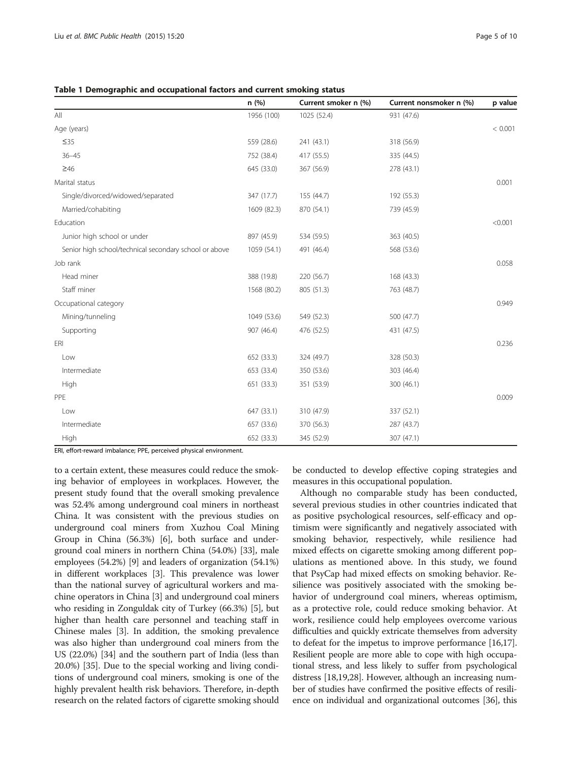**Table 1 Demographic and occupational factors and current smoking status**

| | n (%) | Current smoker n (%) | Current nonsmoker n (%) | p value |
|---|---|---|---|---|
| All | 1956 (100) | 1025 (52.4) | 931 (47.6) | |
| Age (years) | | | | < 0.001 |
| ≤35 | 559 (28.6) | 241 (43.1) | 318 (56.9) | |
| 36–45 | 752 (38.4) | 417 (55.5) | 335 (44.5) | |
| ≥46 | 645 (33.0) | 367 (56.9) | 278 (43.1) | |
| Marital status | | | | 0.001 |
| Single/divorced/widowed/separated | 347 (17.7) | 155 (44.7) | 192 (55.3) | |
| Married/cohabiting | 1609 (82.3) | 870 (54.1) | 739 (45.9) | |
| Education | | | | <0.001 |
| Junior high school or under | 897 (45.9) | 534 (59.5) | 363 (40.5) | |
| Senior high school/technical secondary school or above | 1059 (54.1) | 491 (46.4) | 568 (53.6) | |
| Job rank | | | | 0.058 |
| Head miner | 388 (19.8) | 220 (56.7) | 168 (43.3) | |
| Staff miner | 1568 (80.2) | 805 (51.3) | 763 (48.7) | |
| Occupational category | | | | 0.949 |
| Mining/tunneling | 1049 (53.6) | 549 (52.3) | 500 (47.7) | |
| Supporting | 907 (46.4) | 476 (52.5) | 431 (47.5) | |
| ERI | | | | 0.236 |
| Low | 652 (33.3) | 324 (49.7) | 328 (50.3) | |
| Intermediate | 653 (33.4) | 350 (53.6) | 303 (46.4) | |
| High | 651 (33.3) | 351 (53.9) | 300 (46.1) | |
| PPE | | | | 0.009 |
| Low | 647 (33.1) | 310 (47.9) | 337 (52.1) | |
| Intermediate | 657 (33.6) | 370 (56.3) | 287 (43.7) | |
| High | 652 (33.3) | 345 (52.9) | 307 (47.1) | |

ERI, effort-reward imbalance; PPE, perceived physical environment.

to a certain extent, these measures could reduce the smoking behavior of employees in workplaces. However, the present study found that the overall smoking prevalence was 52.4% among underground coal miners in northeast China. It was consistent with the previous studies on underground coal miners from Xuzhou Coal Mining Group in China (56.3%) [6], both surface and underground coal miners in northern China (54.0%) [33], male employees (54.2%) [9] and leaders of organization (54.1%) in different workplaces [3]. This prevalence was lower than the national survey of agricultural workers and machine operators in China [3] and underground coal miners who residing in Zonguldak city of Turkey (66.3%) [5], but higher than health care personnel and teaching staff in Chinese males [3]. In addition, the smoking prevalence was also higher than underground coal miners from the US (22.0%) [34] and the southern part of India (less than 20.0%) [35]. Due to the special working and living conditions of underground coal miners, smoking is one of the highly prevalent health risk behaviors. Therefore, in-depth research on the related factors of cigarette smoking should be conducted to develop effective coping strategies and measures in this occupational population.

Although no comparable study has been conducted, several previous studies in other countries indicated that as positive psychological resources, self-efficacy and optimism were significantly and negatively associated with smoking behavior, respectively, while resilience had mixed effects on cigarette smoking among different populations as mentioned above. In this study, we found that PsyCap had mixed effects on smoking behavior. Resilience was positively associated with the smoking behavior of underground coal miners, whereas optimism, as a protective role, could reduce smoking behavior. At work, resilience could help employees overcome various difficulties and quickly extricate themselves from adversity to defeat for the impetus to improve performance [16,17]. Resilient people are more able to cope with high occupational stress, and less likely to suffer from psychological distress [18,19,28]. However, although an increasing number of studies have confirmed the positive effects of resilience on individual and organizational outcomes [36], this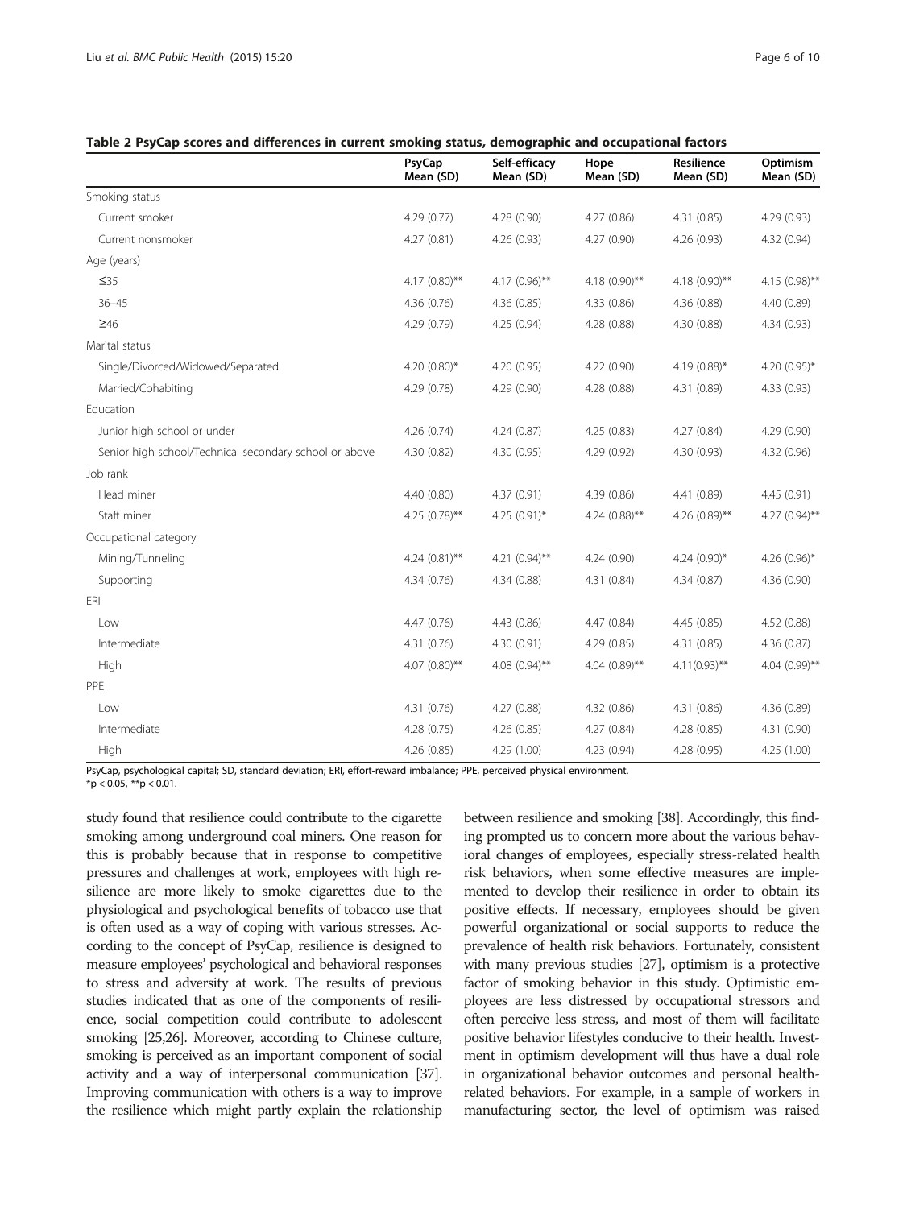**Table 2 PsyCap scores and differences in current smoking status, demographic and occupational factors**

| | PsyCap Mean (SD) | Self-efficacy Mean (SD) | Hope Mean (SD) | Resilience Mean (SD) | Optimism Mean (SD) |
|---|---|---|---|---|---|
| Smoking status | | | | | |
| Current smoker | 4.29 (0.77) | 4.28 (0.90) | 4.27 (0.86) | 4.31 (0.85) | 4.29 (0.93) |
| Current nonsmoker | 4.27 (0.81) | 4.26 (0.93) | 4.27 (0.90) | 4.26 (0.93) | 4.32 (0.94) |
| Age (years) | | | | | |
| ≤35 | 4.17 (0.80)** | 4.17 (0.96)** | 4.18 (0.90)** | 4.18 (0.90)** | 4.15 (0.98)** |
| 36–45 | 4.36 (0.76) | 4.36 (0.85) | 4.33 (0.86) | 4.36 (0.88) | 4.40 (0.89) |
| ≥46 | 4.29 (0.79) | 4.25 (0.94) | 4.28 (0.88) | 4.30 (0.88) | 4.34 (0.93) |
| Marital status | | | | | |
| Single/Divorced/Widowed/Separated | 4.20 (0.80)* | 4.20 (0.95) | 4.22 (0.90) | 4.19 (0.88)* | 4.20 (0.95)* |
| Married/Cohabiting | 4.29 (0.78) | 4.29 (0.90) | 4.28 (0.88) | 4.31 (0.89) | 4.33 (0.93) |
| Education | | | | | |
| Junior high school or under | 4.26 (0.74) | 4.24 (0.87) | 4.25 (0.83) | 4.27 (0.84) | 4.29 (0.90) |
| Senior high school/Technical secondary school or above | 4.30 (0.82) | 4.30 (0.95) | 4.29 (0.92) | 4.30 (0.93) | 4.32 (0.96) |
| Job rank | | | | | |
| Head miner | 4.40 (0.80) | 4.37 (0.91) | 4.39 (0.86) | 4.41 (0.89) | 4.45 (0.91) |
| Staff miner | 4.25 (0.78)** | 4.25 (0.91)* | 4.24 (0.88)** | 4.26 (0.89)** | 4.27 (0.94)** |
| Occupational category | | | | | |
| Mining/Tunneling | 4.24 (0.81)** | 4.21 (0.94)** | 4.24 (0.90) | 4.24 (0.90)* | 4.26 (0.96)* |
| Supporting | 4.34 (0.76) | 4.34 (0.88) | 4.31 (0.84) | 4.34 (0.87) | 4.36 (0.90) |
| ERI | | | | | |
| Low | 4.47 (0.76) | 4.43 (0.86) | 4.47 (0.84) | 4.45 (0.85) | 4.52 (0.88) |
| Intermediate | 4.31 (0.76) | 4.30 (0.91) | 4.29 (0.85) | 4.31 (0.85) | 4.36 (0.87) |
| High | 4.07 (0.80)** | 4.08 (0.94)** | 4.04 (0.89)** | 4.11(0.93)** | 4.04 (0.99)** |
| PPE | | | | | |
| Low | 4.31 (0.76) | 4.27 (0.88) | 4.32 (0.86) | 4.31 (0.86) | 4.36 (0.89) |
| Intermediate | 4.28 (0.75) | 4.26 (0.85) | 4.27 (0.84) | 4.28 (0.85) | 4.31 (0.90) |
| High | 4.26 (0.85) | 4.29 (1.00) | 4.23 (0.94) | 4.28 (0.95) | 4.25 (1.00) |

PsyCap, psychological capital; SD, standard deviation; ERI, effort-reward imbalance; PPE, perceived physical environment.
*$p < 0.05$, **$p < 0.01$.

study found that resilience could contribute to the cigarette smoking among underground coal miners. One reason for this is probably because that in response to competitive pressures and challenges at work, employees with high resilience are more likely to smoke cigarettes due to the physiological and psychological benefits of tobacco use that is often used as a way of coping with various stresses. According to the concept of PsyCap, resilience is designed to measure employees' psychological and behavioral responses to stress and adversity at work. The results of previous studies indicated that as one of the components of resilience, social competition could contribute to adolescent smoking [25,26]. Moreover, according to Chinese culture, smoking is perceived as an important component of social activity and a way of interpersonal communication [37]. Improving communication with others is a way to improve the resilience which might partly explain the relationship between resilience and smoking [38]. Accordingly, this finding prompted us to concern more about the various behavioral changes of employees, especially stress-related health risk behaviors, when some effective measures are implemented to develop their resilience in order to obtain its positive effects. If necessary, employees should be given powerful organizational or social supports to reduce the prevalence of health risk behaviors. Fortunately, consistent with many previous studies [27], optimism is a protective factor of smoking behavior in this study. Optimistic employees are less distressed by occupational stressors and often perceive less stress, and most of them will facilitate positive behavior lifestyles conducive to their health. Investment in optimism development will thus have a dual role in organizational behavior outcomes and personal health-related behaviors. For example, in a sample of workers in manufacturing sector, the level of optimism was raised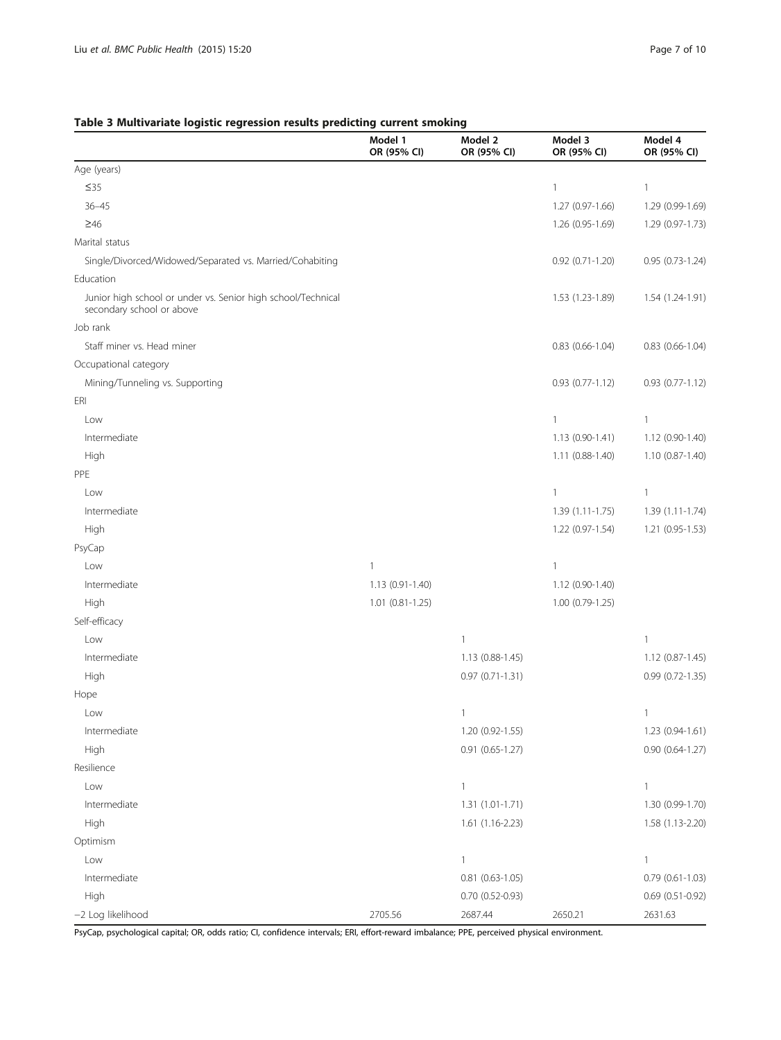**Table 3 Multivariate logistic regression results predicting current smoking**

| | Model 1 OR (95% CI) | Model 2 OR (95% CI) | Model 3 OR (95% CI) | Model 4 OR (95% CI) |
|---|---|---|---|---|
| Age (years) | | | | |
| ≤35 | | | 1 | 1 |
| 36–45 | | | 1.27 (0.97-1.66) | 1.29 (0.99-1.69) |
| ≥46 | | | 1.26 (0.95-1.69) | 1.29 (0.97-1.73) |
| Marital status | | | | |
| Single/Divorced/Widowed/Separated vs. Married/Cohabiting | | | 0.92 (0.71-1.20) | 0.95 (0.73-1.24) |
| Education | | | | |
| Junior high school or under vs. Senior high school/Technical secondary school or above | | | 1.53 (1.23-1.89) | 1.54 (1.24-1.91) |
| Job rank | | | | |
| Staff miner vs. Head miner | | | 0.83 (0.66-1.04) | 0.83 (0.66-1.04) |
| Occupational category | | | | |
| Mining/Tunneling vs. Supporting | | | 0.93 (0.77-1.12) | 0.93 (0.77-1.12) |
| ERI | | | | |
| Low | | | 1 | 1 |
| Intermediate | | | 1.13 (0.90-1.41) | 1.12 (0.90-1.40) |
| High | | | 1.11 (0.88-1.40) | 1.10 (0.87-1.40) |
| PPE | | | | |
| Low | | | 1 | 1 |
| Intermediate | | | 1.39 (1.11-1.75) | 1.39 (1.11-1.74) |
| High | | | 1.22 (0.97-1.54) | 1.21 (0.95-1.53) |
| PsyCap | | | | |
| Low | 1 | | 1 | |
| Intermediate | 1.13 (0.91-1.40) | | 1.12 (0.90-1.40) | |
| High | 1.01 (0.81-1.25) | | 1.00 (0.79-1.25) | |
| Self-efficacy | | | | |
| Low | | 1 | | 1 |
| Intermediate | | 1.13 (0.88-1.45) | | 1.12 (0.87-1.45) |
| High | | 0.97 (0.71-1.31) | | 0.99 (0.72-1.35) |
| Hope | | | | |
| Low | | 1 | | 1 |
| Intermediate | | 1.20 (0.92-1.55) | | 1.23 (0.94-1.61) |
| High | | 0.91 (0.65-1.27) | | 0.90 (0.64-1.27) |
| Resilience | | | | |
| Low | | 1 | | 1 |
| Intermediate | | 1.31 (1.01-1.71) | | 1.30 (0.99-1.70) |
| High | | 1.61 (1.16-2.23) | | 1.58 (1.13-2.20) |
| Optimism | | | | |
| Low | | 1 | | 1 |
| Intermediate | | 0.81 (0.63-1.05) | | 0.79 (0.61-1.03) |
| High | | 0.70 (0.52-0.93) | | 0.69 (0.51-0.92) |
| −2 Log likelihood | 2705.56 | 2687.44 | 2650.21 | 2631.63 |

PsyCap, psychological capital; OR, odds ratio; CI, confidence intervals; ERI, effort-reward imbalance; PPE, perceived physical environment.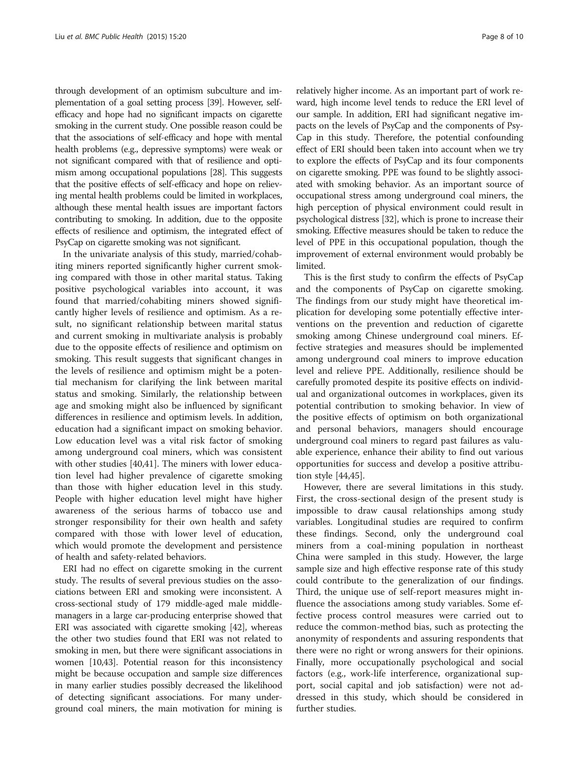through development of an optimism subculture and implementation of a goal setting process [39]. However, self-efficacy and hope had no significant impacts on cigarette smoking in the current study. One possible reason could be that the associations of self-efficacy and hope with mental health problems (e.g., depressive symptoms) were weak or not significant compared with that of resilience and optimism among occupational populations [28]. This suggests that the positive effects of self-efficacy and hope on relieving mental health problems could be limited in workplaces, although these mental health issues are important factors contributing to smoking. In addition, due to the opposite effects of resilience and optimism, the integrated effect of PsyCap on cigarette smoking was not significant.

In the univariate analysis of this study, married/cohabiting miners reported significantly higher current smoking compared with those in other marital status. Taking positive psychological variables into account, it was found that married/cohabiting miners showed significantly higher levels of resilience and optimism. As a result, no significant relationship between marital status and current smoking in multivariate analysis is probably due to the opposite effects of resilience and optimism on smoking. This result suggests that significant changes in the levels of resilience and optimism might be a potential mechanism for clarifying the link between marital status and smoking. Similarly, the relationship between age and smoking might also be influenced by significant differences in resilience and optimism levels. In addition, education had a significant impact on smoking behavior. Low education level was a vital risk factor of smoking among underground coal miners, which was consistent with other studies [40,41]. The miners with lower education level had higher prevalence of cigarette smoking than those with higher education level in this study. People with higher education level might have higher awareness of the serious harms of tobacco use and stronger responsibility for their own health and safety compared with those with lower level of education, which would promote the development and persistence of health and safety-related behaviors.

ERI had no effect on cigarette smoking in the current study. The results of several previous studies on the associations between ERI and smoking were inconsistent. A cross-sectional study of 179 middle-aged male middle-managers in a large car-producing enterprise showed that ERI was associated with cigarette smoking [42], whereas the other two studies found that ERI was not related to smoking in men, but there were significant associations in women [10,43]. Potential reason for this inconsistency might be because occupation and sample size differences in many earlier studies possibly decreased the likelihood of detecting significant associations. For many underground coal miners, the main motivation for mining is relatively higher income. As an important part of work reward, high income level tends to reduce the ERI level of our sample. In addition, ERI had significant negative impacts on the levels of PsyCap and the components of PsyCap in this study. Therefore, the potential confounding effect of ERI should been taken into account when we try to explore the effects of PsyCap and its four components on cigarette smoking. PPE was found to be slightly associated with smoking behavior. As an important source of occupational stress among underground coal miners, the high perception of physical environment could result in psychological distress [32], which is prone to increase their smoking. Effective measures should be taken to reduce the level of PPE in this occupational population, though the improvement of external environment would probably be limited.

This is the first study to confirm the effects of PsyCap and the components of PsyCap on cigarette smoking. The findings from our study might have theoretical implication for developing some potentially effective interventions on the prevention and reduction of cigarette smoking among Chinese underground coal miners. Effective strategies and measures should be implemented among underground coal miners to improve education level and relieve PPE. Additionally, resilience should be carefully promoted despite its positive effects on individual and organizational outcomes in workplaces, given its potential contribution to smoking behavior. In view of the positive effects of optimism on both organizational and personal behaviors, managers should encourage underground coal miners to regard past failures as valuable experience, enhance their ability to find out various opportunities for success and develop a positive attribution style [44,45].

However, there are several limitations in this study. First, the cross-sectional design of the present study is impossible to draw causal relationships among study variables. Longitudinal studies are required to confirm these findings. Second, only the underground coal miners from a coal-mining population in northeast China were sampled in this study. However, the large sample size and high effective response rate of this study could contribute to the generalization of our findings. Third, the unique use of self-report measures might influence the associations among study variables. Some effective process control measures were carried out to reduce the common-method bias, such as protecting the anonymity of respondents and assuring respondents that there were no right or wrong answers for their opinions. Finally, more occupationally psychological and social factors (e.g., work-life interference, organizational support, social capital and job satisfaction) were not addressed in this study, which should be considered in further studies.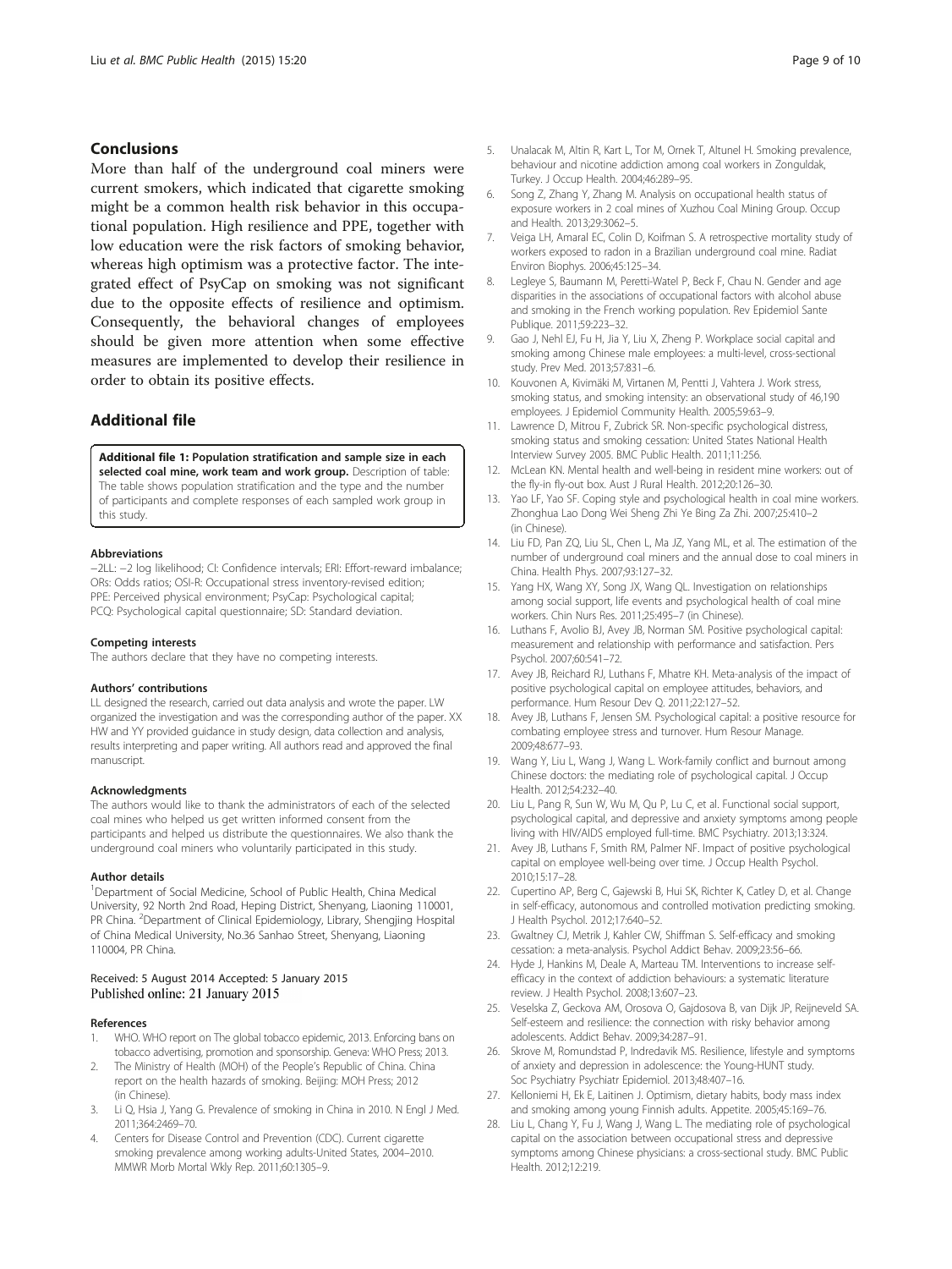## Conclusions

More than half of the underground coal miners were current smokers, which indicated that cigarette smoking might be a common health risk behavior in this occupational population. High resilience and PPE, together with low education were the risk factors of smoking behavior, whereas high optimism was a protective factor. The integrated effect of PsyCap on smoking was not significant due to the opposite effects of resilience and optimism. Consequently, the behavioral changes of employees should be given more attention when some effective measures are implemented to develop their resilience in order to obtain its positive effects.

## Additional file

**Additional file 1: Population stratification and sample size in each selected coal mine, work team and work group.** Description of table: The table shows population stratification and the type and the number of participants and complete responses of each sampled work group in this study.

#### Abbreviations

−2LL: −2 log likelihood; CI: Confidence intervals; ERI: Effort-reward imbalance; ORs: Odds ratios; OSI-R: Occupational stress inventory-revised edition; PPE: Perceived physical environment; PsyCap: Psychological capital; PCQ: Psychological capital questionnaire; SD: Standard deviation.

#### Competing interests

The authors declare that they have no competing interests.

#### Authors' contributions

LL designed the research, carried out data analysis and wrote the paper. LW organized the investigation and was the corresponding author of the paper. XX HW and YY provided guidance in study design, data collection and analysis, results interpreting and paper writing. All authors read and approved the final manuscript.

#### Acknowledgments

The authors would like to thank the administrators of each of the selected coal mines who helped us get written informed consent from the participants and helped us distribute the questionnaires. We also thank the underground coal miners who voluntarily participated in this study.

#### Author details

[1]Department of Social Medicine, School of Public Health, China Medical University, 92 North 2nd Road, Heping District, Shenyang, Liaoning 110001, PR China. [2]Department of Clinical Epidemiology, Library, Shengjing Hospital of China Medical University, No.36 Sanhao Street, Shenyang, Liaoning 110004, PR China.

Received: 5 August 2014 Accepted: 5 January 2015
Published online: 21 January 2015

#### References

1. WHO. WHO report on The global tobacco epidemic, 2013. Enforcing bans on tobacco advertising, promotion and sponsorship. Geneva: WHO Press; 2013.
2. The Ministry of Health (MOH) of the People's Republic of China. China report on the health hazards of smoking. Beijing: MOH Press; 2012 (in Chinese).
3. Li Q, Hsia J, Yang G. Prevalence of smoking in China in 2010. N Engl J Med. 2011;364:2469–70.
4. Centers for Disease Control and Prevention (CDC). Current cigarette smoking prevalence among working adults-United States, 2004–2010. MMWR Morb Mortal Wkly Rep. 2011;60:1305–9.
5. Unalacak M, Altin R, Kart L, Tor M, Ornek T, Altunel H. Smoking prevalence, behaviour and nicotine addiction among coal workers in Zonguldak, Turkey. J Occup Health. 2004;46:289–95.
6. Song Z, Zhang Y, Zhang M. Analysis on occupational health status of exposure workers in 2 coal mines of Xuzhou Coal Mining Group. Occup and Health. 2013;29:3062–5.
7. Veiga LH, Amaral EC, Colin D, Koifman S. A retrospective mortality study of workers exposed to radon in a Brazilian underground coal mine. Radiat Environ Biophys. 2006;45:125–34.
8. Legleye S, Baumann M, Peretti-Watel P, Beck F, Chau N. Gender and age disparities in the associations of occupational factors with alcohol abuse and smoking in the French working population. Rev Epidemiol Sante Publique. 2011;59:223–32.
9. Gao J, Nehl EJ, Fu H, Jia Y, Liu X, Zheng P. Workplace social capital and smoking among Chinese male employees: a multi-level, cross-sectional study. Prev Med. 2013;57:831–6.
10. Kouvonen A, Kivimäki M, Virtanen M, Pentti J, Vahtera J. Work stress, smoking status, and smoking intensity: an observational study of 46,190 employees. J Epidemiol Community Health. 2005;59:63–9.
11. Lawrence D, Mitrou F, Zubrick SR. Non-specific psychological distress, smoking status and smoking cessation: United States National Health Interview Survey 2005. BMC Public Health. 2011;11:256.
12. McLean KN. Mental health and well-being in resident mine workers: out of the fly-in fly-out box. Aust J Rural Health. 2012;20:126–30.
13. Yao LF, Yao SF. Coping style and psychological health in coal mine workers. Zhonghua Lao Dong Wei Sheng Zhi Ye Bing Za Zhi. 2007;25:410–2 (in Chinese).
14. Liu FD, Pan ZQ, Liu SL, Chen L, Ma JZ, Yang ML, et al. The estimation of the number of underground coal miners and the annual dose to coal miners in China. Health Phys. 2007;93:127–32.
15. Yang HX, Wang XY, Song JX, Wang QL. Investigation on relationships among social support, life events and psychological health of coal mine workers. Chin Nurs Res. 2011;25:495–7 (in Chinese).
16. Luthans F, Avolio BJ, Avey JB, Norman SM. Positive psychological capital: measurement and relationship with performance and satisfaction. Pers Psychol. 2007;60:541–72.
17. Avey JB, Reichard RJ, Luthans F, Mhatre KH. Meta-analysis of the impact of positive psychological capital on employee attitudes, behaviors, and performance. Hum Resour Dev Q. 2011;22:127–52.
18. Avey JB, Luthans F, Jensen SM. Psychological capital: a positive resource for combating employee stress and turnover. Hum Resour Manage. 2009;48:677–93.
19. Wang Y, Liu L, Wang J, Wang L. Work-family conflict and burnout among Chinese doctors: the mediating role of psychological capital. J Occup Health. 2012;54:232–40.
20. Liu L, Pang R, Sun W, Wu M, Qu P, Lu C, et al. Functional social support, psychological capital, and depressive and anxiety symptoms among people living with HIV/AIDS employed full-time. BMC Psychiatry. 2013;13:324.
21. Avey JB, Luthans F, Smith RM, Palmer NF. Impact of positive psychological capital on employee well-being over time. J Occup Health Psychol. 2010;15:17–28.
22. Cupertino AP, Berg C, Gajewski B, Hui SK, Richter K, Catley D, et al. Change in self-efficacy, autonomous and controlled motivation predicting smoking. J Health Psychol. 2012;17:640–52.
23. Gwaltney CJ, Metrik J, Kahler CW, Shiffman S. Self-efficacy and smoking cessation: a meta-analysis. Psychol Addict Behav. 2009;23:56–66.
24. Hyde J, Hankins M, Deale A, Marteau TM. Interventions to increase self-efficacy in the context of addiction behaviours: a systematic literature review. J Health Psychol. 2008;13:607–23.
25. Veselska Z, Geckova AM, Orosova O, Gajdosova B, van Dijk JP, Reijneveld SA. Self-esteem and resilience: the connection with risky behavior among adolescents. Addict Behav. 2009;34:287–91.
26. Skrove M, Romundstad P, Indredavik MS. Resilience, lifestyle and symptoms of anxiety and depression in adolescence: the Young-HUNT study. Soc Psychiatry Psychiatr Epidemiol. 2013;48:407–16.
27. Kelloniemi H, Ek E, Laitinen J. Optimism, dietary habits, body mass index and smoking among young Finnish adults. Appetite. 2005;45:169–76.
28. Liu L, Chang Y, Fu J, Wang J, Wang L. The mediating role of psychological capital on the association between occupational stress and depressive symptoms among Chinese physicians: a cross-sectional study. BMC Public Health. 2012;12:219.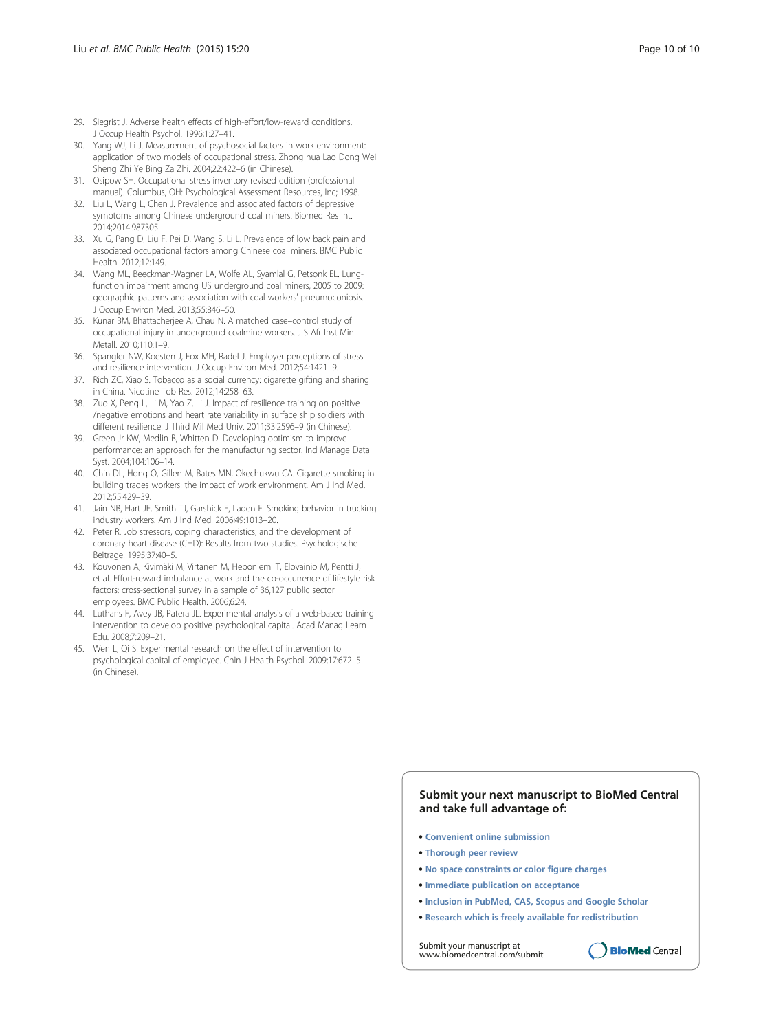29. Siegrist J. Adverse health effects of high-effort/low-reward conditions. J Occup Health Psychol. 1996;1:27–41.
30. Yang WJ, Li J. Measurement of psychosocial factors in work environment: application of two models of occupational stress. Zhong hua Lao Dong Wei Sheng Zhi Ye Bing Za Zhi. 2004;22:422–6 (in Chinese).
31. Osipow SH. Occupational stress inventory revised edition (professional manual). Columbus, OH: Psychological Assessment Resources, Inc; 1998.
32. Liu L, Wang L, Chen J. Prevalence and associated factors of depressive symptoms among Chinese underground coal miners. Biomed Res Int. 2014;2014:987305.
33. Xu G, Pang D, Liu F, Pei D, Wang S, Li L. Prevalence of low back pain and associated occupational factors among Chinese coal miners. BMC Public Health. 2012;12:149.
34. Wang ML, Beeckman-Wagner LA, Wolfe AL, Syamlal G, Petsonk EL. Lung-function impairment among US underground coal miners, 2005 to 2009: geographic patterns and association with coal workers' pneumoconiosis. J Occup Environ Med. 2013;55:846–50.
35. Kunar BM, Bhattacherjee A, Chau N. A matched case–control study of occupational injury in underground coalmine workers. J S Afr Inst Min Metall. 2010;110:1–9.
36. Spangler NW, Koesten J, Fox MH, Radel J. Employer perceptions of stress and resilience intervention. J Occup Environ Med. 2012;54:1421–9.
37. Rich ZC, Xiao S. Tobacco as a social currency: cigarette gifting and sharing in China. Nicotine Tob Res. 2012;14:258–63.
38. Zuo X, Peng L, Li M, Yao Z, Li J. Impact of resilience training on positive /negative emotions and heart rate variability in surface ship soldiers with different resilience. J Third Mil Med Univ. 2011;33:2596–9 (in Chinese).
39. Green Jr KW, Medlin B, Whitten D. Developing optimism to improve performance: an approach for the manufacturing sector. Ind Manage Data Syst. 2004;104:106–14.
40. Chin DL, Hong O, Gillen M, Bates MN, Okechukwu CA. Cigarette smoking in building trades workers: the impact of work environment. Am J Ind Med. 2012;55:429–39.
41. Jain NB, Hart JE, Smith TJ, Garshick E, Laden F. Smoking behavior in trucking industry workers. Am J Ind Med. 2006;49:1013–20.
42. Peter R. Job stressors, coping characteristics, and the development of coronary heart disease (CHD): Results from two studies. Psychologische Beitrage. 1995;37:40–5.
43. Kouvonen A, Kivimäki M, Virtanen M, Heponiemi T, Elovainio M, Pentti J, et al. Effort-reward imbalance at work and the co-occurrence of lifestyle risk factors: cross-sectional survey in a sample of 36,127 public sector employees. BMC Public Health. 2006;6:24.
44. Luthans F, Avey JB, Patera JL. Experimental analysis of a web-based training intervention to develop positive psychological capital. Acad Manag Learn Edu. 2008;7:209–21.
45. Wen L, Qi S. Experimental research on the effect of intervention to psychological capital of employee. Chin J Health Psychol. 2009;17:672–5 (in Chinese).

**Submit your next manuscript to BioMed Central and take full advantage of:**

- **Convenient online submission**
- **Thorough peer review**
- **No space constraints or color figure charges**
- **Immediate publication on acceptance**
- **Inclusion in PubMed, CAS, Scopus and Google Scholar**
- **Research which is freely available for redistribution**

Submit your manuscript at
www.biomedcentral.com/submit

BioMed Central